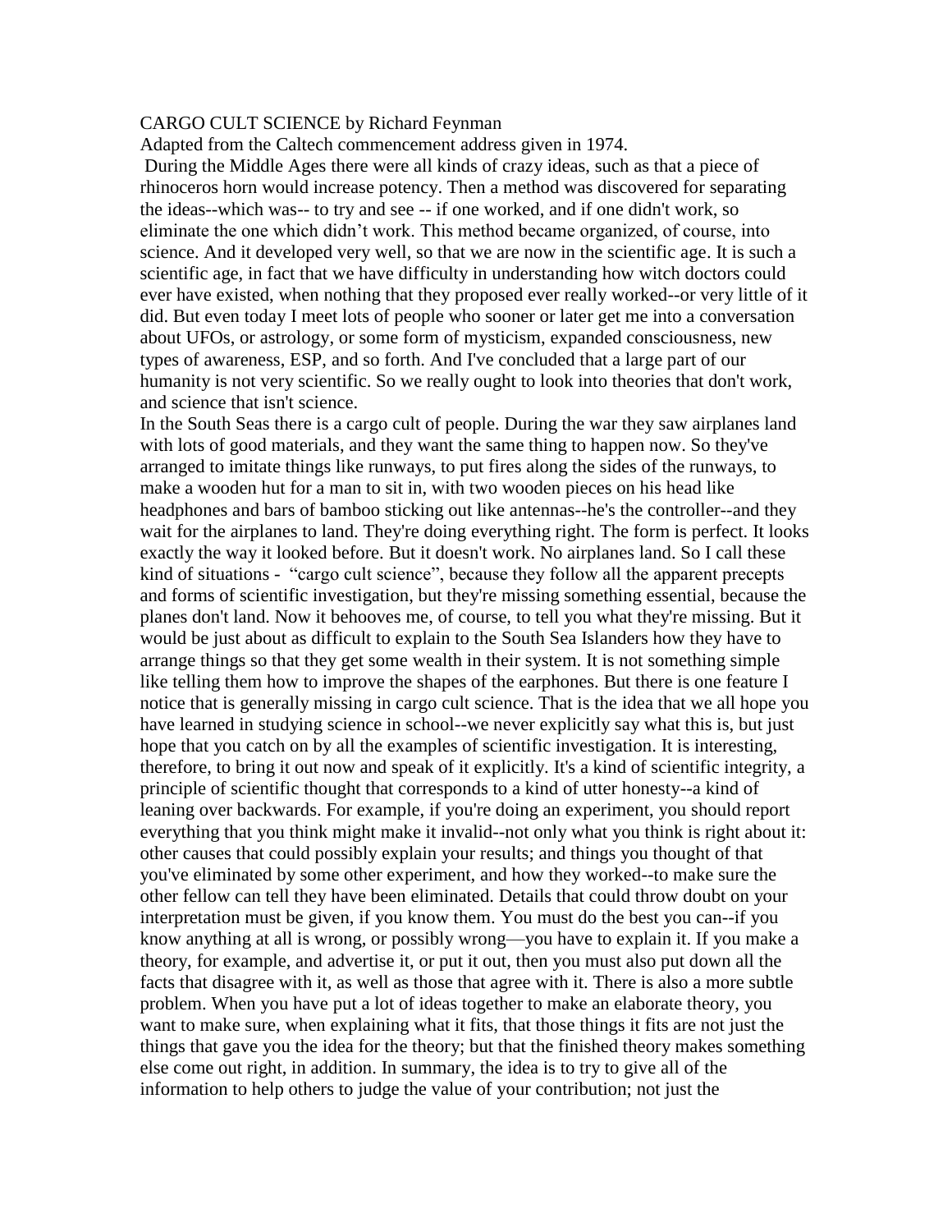CARGO CULT SCIENCE by Richard Feynman

Adapted from the Caltech commencement address given in 1974.

During the Middle Ages there were all kinds of crazy ideas, such as that a piece of rhinoceros horn would increase potency. Then a method was discovered for separating the ideas--which was-- to try and see -- if one worked, and if one didn't work, so eliminate the one which didn't work. This method became organized, of course, into science. And it developed very well, so that we are now in the scientific age. It is such a scientific age, in fact that we have difficulty in understanding how witch doctors could ever have existed, when nothing that they proposed ever really worked--or very little of it did. But even today I meet lots of people who sooner or later get me into a conversation about UFOs, or astrology, or some form of mysticism, expanded consciousness, new types of awareness, ESP, and so forth. And I've concluded that a large part of our humanity is not very scientific. So we really ought to look into theories that don't work, and science that isn't science.

In the South Seas there is a cargo cult of people. During the war they saw airplanes land with lots of good materials, and they want the same thing to happen now. So they've arranged to imitate things like runways, to put fires along the sides of the runways, to make a wooden hut for a man to sit in, with two wooden pieces on his head like headphones and bars of bamboo sticking out like antennas--he's the controller--and they wait for the airplanes to land. They're doing everything right. The form is perfect. It looks exactly the way it looked before. But it doesn't work. No airplanes land. So I call these kind of situations - "cargo cult science", because they follow all the apparent precepts and forms of scientific investigation, but they're missing something essential, because the planes don't land. Now it behooves me, of course, to tell you what they're missing. But it would be just about as difficult to explain to the South Sea Islanders how they have to arrange things so that they get some wealth in their system. It is not something simple like telling them how to improve the shapes of the earphones. But there is one feature I notice that is generally missing in cargo cult science. That is the idea that we all hope you have learned in studying science in school--we never explicitly say what this is, but just hope that you catch on by all the examples of scientific investigation. It is interesting, therefore, to bring it out now and speak of it explicitly. It's a kind of scientific integrity, a principle of scientific thought that corresponds to a kind of utter honesty--a kind of leaning over backwards. For example, if you're doing an experiment, you should report everything that you think might make it invalid--not only what you think is right about it: other causes that could possibly explain your results; and things you thought of that you've eliminated by some other experiment, and how they worked--to make sure the other fellow can tell they have been eliminated. Details that could throw doubt on your interpretation must be given, if you know them. You must do the best you can--if you know anything at all is wrong, or possibly wrong—you have to explain it. If you make a theory, for example, and advertise it, or put it out, then you must also put down all the facts that disagree with it, as well as those that agree with it. There is also a more subtle problem. When you have put a lot of ideas together to make an elaborate theory, you want to make sure, when explaining what it fits, that those things it fits are not just the things that gave you the idea for the theory; but that the finished theory makes something else come out right, in addition. In summary, the idea is to try to give all of the information to help others to judge the value of your contribution; not just the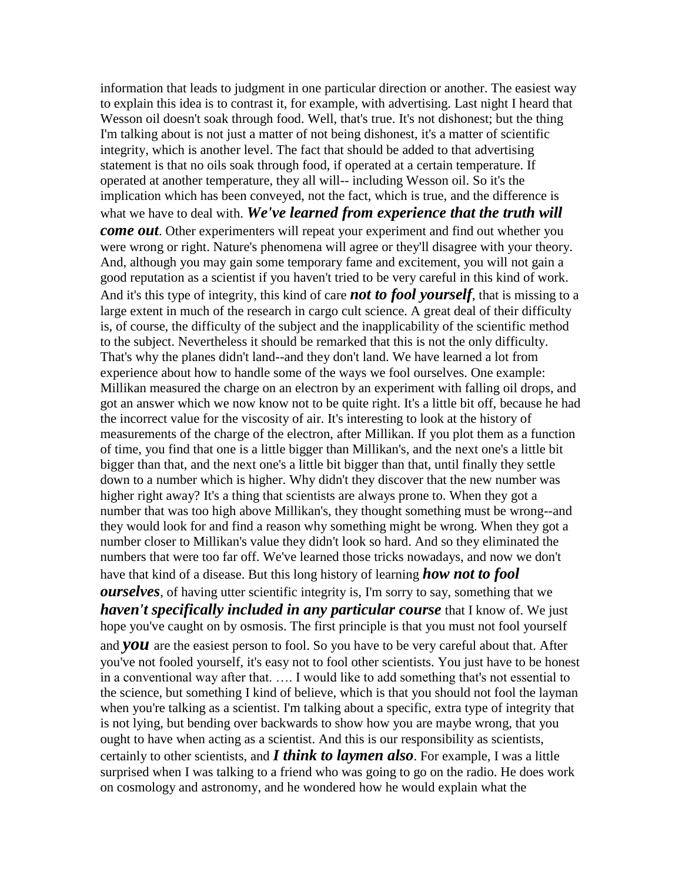information that leads to judgment in one particular direction or another. The easiest way to explain this idea is to contrast it, for example, with advertising. Last night I heard that Wesson oil doesn't soak through food. Well, that's true. It's not dishonest; but the thing I'm talking about is not just a matter of not being dishonest, it's a matter of scientific integrity, which is another level. The fact that should be added to that advertising statement is that no oils soak through food, if operated at a certain temperature. If operated at another temperature, they all will-- including Wesson oil. So it's the implication which has been conveyed, not the fact, which is true, and the difference is what we have to deal with. ***We've learned from experience that the truth will come out***. Other experimenters will repeat your experiment and find out whether you were wrong or right. Nature's phenomena will agree or they'll disagree with your theory. And, although you may gain some temporary fame and excitement, you will not gain a good reputation as a scientist if you haven't tried to be very careful in this kind of work. And it's this type of integrity, this kind of care ***not to fool yourself***, that is missing to a large extent in much of the research in cargo cult science. A great deal of their difficulty is, of course, the difficulty of the subject and the inapplicability of the scientific method to the subject. Nevertheless it should be remarked that this is not the only difficulty. That's why the planes didn't land--and they don't land. We have learned a lot from experience about how to handle some of the ways we fool ourselves. One example: Millikan measured the charge on an electron by an experiment with falling oil drops, and got an answer which we now know not to be quite right. It's a little bit off, because he had the incorrect value for the viscosity of air. It's interesting to look at the history of measurements of the charge of the electron, after Millikan. If you plot them as a function of time, you find that one is a little bigger than Millikan's, and the next one's a little bit bigger than that, and the next one's a little bit bigger than that, until finally they settle down to a number which is higher. Why didn't they discover that the new number was higher right away? It's a thing that scientists are always prone to. When they got a number that was too high above Millikan's, they thought something must be wrong--and they would look for and find a reason why something might be wrong. When they got a number closer to Millikan's value they didn't look so hard. And so they eliminated the numbers that were too far off. We've learned those tricks nowadays, and now we don't have that kind of a disease. But this long history of learning ***how not to fool ourselves***, of having utter scientific integrity is, I'm sorry to say, something that we ***haven't specifically included in any particular course*** that I know of. We just hope you've caught on by osmosis. The first principle is that you must not fool yourself and ***you*** are the easiest person to fool. So you have to be very careful about that. After you've not fooled yourself, it's easy not to fool other scientists. You just have to be honest in a conventional way after that. …. I would like to add something that's not essential to the science, but something I kind of believe, which is that you should not fool the layman when you're talking as a scientist. I'm talking about a specific, extra type of integrity that is not lying, but bending over backwards to show how you are maybe wrong, that you ought to have when acting as a scientist. And this is our responsibility as scientists, certainly to other scientists, and ***I think to laymen also***. For example, I was a little surprised when I was talking to a friend who was going to go on the radio. He does work on cosmology and astronomy, and he wondered how he would explain what the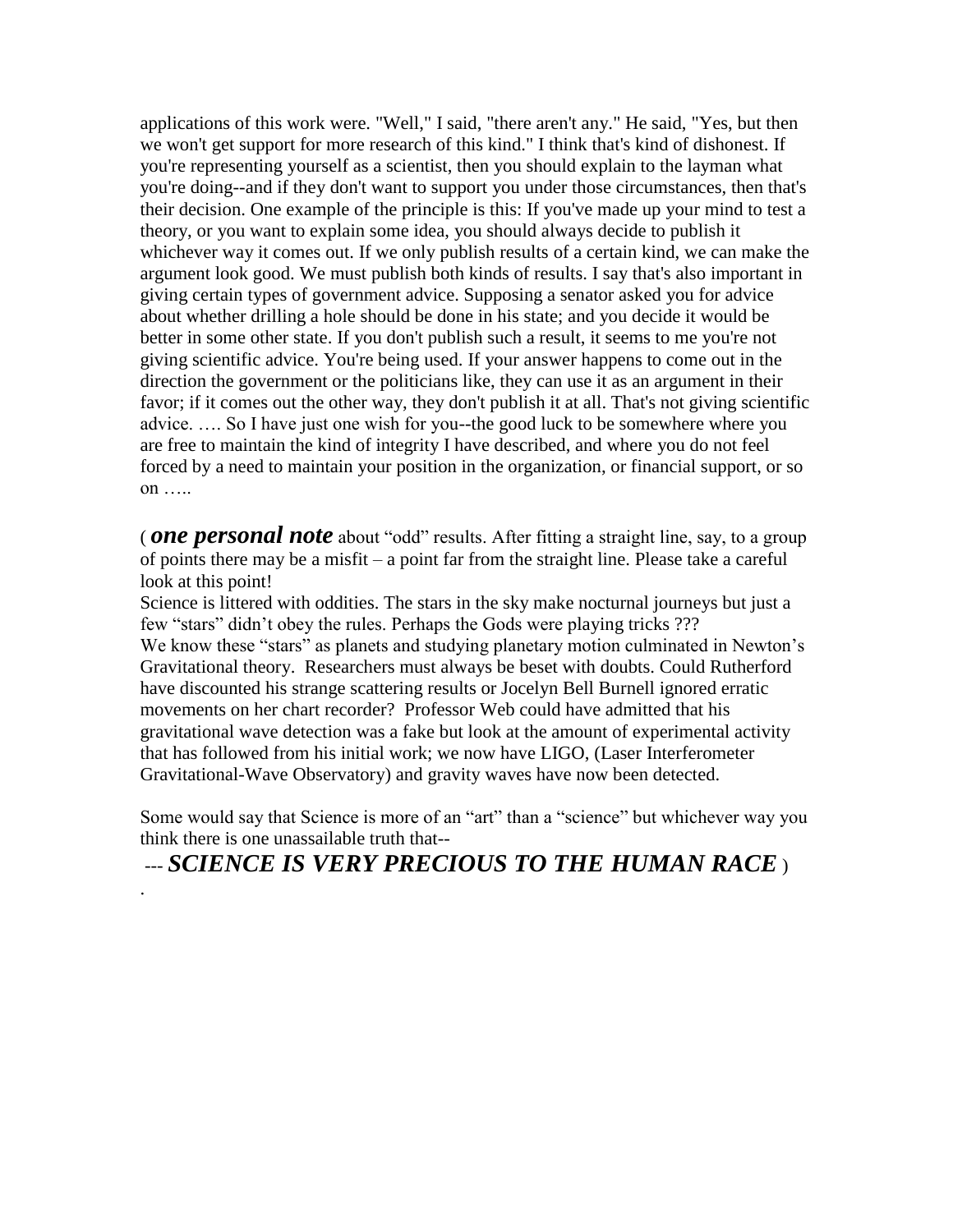applications of this work were. "Well," I said, "there aren't any." He said, "Yes, but then we won't get support for more research of this kind." I think that's kind of dishonest. If you're representing yourself as a scientist, then you should explain to the layman what you're doing--and if they don't want to support you under those circumstances, then that's their decision. One example of the principle is this: If you've made up your mind to test a theory, or you want to explain some idea, you should always decide to publish it whichever way it comes out. If we only publish results of a certain kind, we can make the argument look good. We must publish both kinds of results. I say that's also important in giving certain types of government advice. Supposing a senator asked you for advice about whether drilling a hole should be done in his state; and you decide it would be better in some other state. If you don't publish such a result, it seems to me you're not giving scientific advice. You're being used. If your answer happens to come out in the direction the government or the politicians like, they can use it as an argument in their favor; if it comes out the other way, they don't publish it at all. That's not giving scientific advice. …. So I have just one wish for you--the good luck to be somewhere where you are free to maintain the kind of integrity I have described, and where you do not feel forced by a need to maintain your position in the organization, or financial support, or so on …..

( ***one personal note*** about "odd" results. After fitting a straight line, say, to a group of points there may be a misfit – a point far from the straight line. Please take a careful look at this point!

Science is littered with oddities. The stars in the sky make nocturnal journeys but just a few "stars" didn't obey the rules. Perhaps the Gods were playing tricks ???

We know these "stars" as planets and studying planetary motion culminated in Newton's Gravitational theory. Researchers must always be beset with doubts. Could Rutherford have discounted his strange scattering results or Jocelyn Bell Burnell ignored erratic movements on her chart recorder? Professor Web could have admitted that his gravitational wave detection was a fake but look at the amount of experimental activity that has followed from his initial work; we now have LIGO, (Laser Interferometer Gravitational-Wave Observatory) and gravity waves have now been detected.

Some would say that Science is more of an "art" than a "science" but whichever way you think there is one unassailable truth that--

--- ***SCIENCE IS VERY PRECIOUS TO THE HUMAN RACE*** )

.